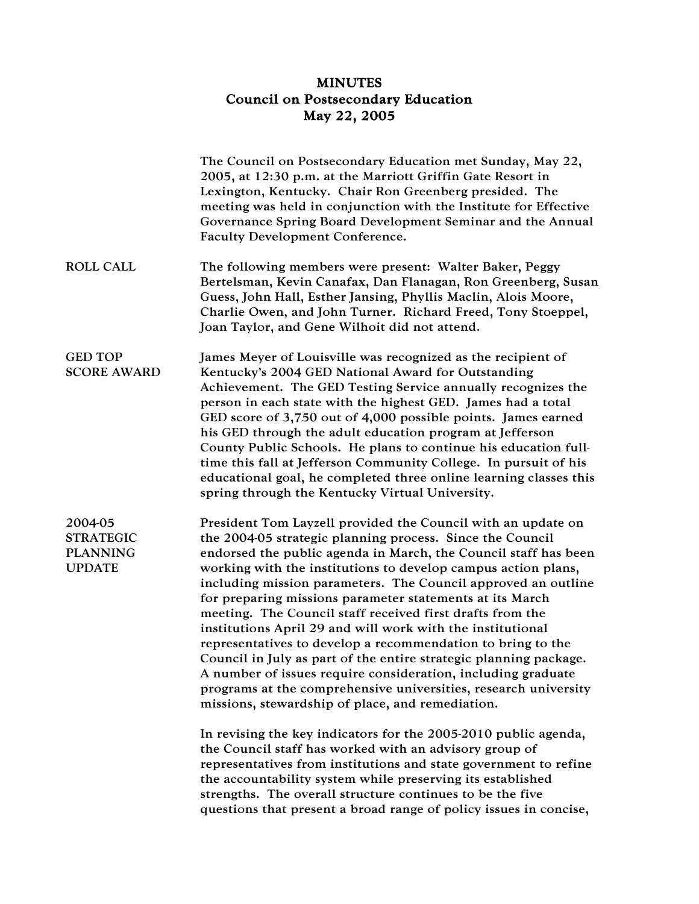# MINUTES
## Council on Postsecondary Education
## May 22, 2005

The Council on Postsecondary Education met Sunday, May 22, 2005, at 12:30 p.m. at the Marriott Griffin Gate Resort in Lexington, Kentucky. Chair Ron Greenberg presided. The meeting was held in conjunction with the Institute for Effective Governance Spring Board Development Seminar and the Annual Faculty Development Conference.

**ROLL CALL**

The following members were present: Walter Baker, Peggy Bertelsman, Kevin Canafax, Dan Flanagan, Ron Greenberg, Susan Guess, John Hall, Esther Jansing, Phyllis Maclin, Alois Moore, Charlie Owen, and John Turner. Richard Freed, Tony Stoeppel, Joan Taylor, and Gene Wilhoit did not attend.

**GED TOP SCORE AWARD**

James Meyer of Louisville was recognized as the recipient of Kentucky's 2004 GED National Award for Outstanding Achievement. The GED Testing Service annually recognizes the person in each state with the highest GED. James had a total GED score of 3,750 out of 4,000 possible points. James earned his GED through the adult education program at Jefferson County Public Schools. He plans to continue his education full-time this fall at Jefferson Community College. In pursuit of his educational goal, he completed three online learning classes this spring through the Kentucky Virtual University.

**2004-05 STRATEGIC PLANNING UPDATE**

President Tom Layzell provided the Council with an update on the 2004-05 strategic planning process. Since the Council endorsed the public agenda in March, the Council staff has been working with the institutions to develop campus action plans, including mission parameters. The Council approved an outline for preparing missions parameter statements at its March meeting. The Council staff received first drafts from the institutions April 29 and will work with the institutional representatives to develop a recommendation to bring to the Council in July as part of the entire strategic planning package. A number of issues require consideration, including graduate programs at the comprehensive universities, research university missions, stewardship of place, and remediation.

In revising the key indicators for the 2005-2010 public agenda, the Council staff has worked with an advisory group of representatives from institutions and state government to refine the accountability system while preserving its established strengths. The overall structure continues to be the five questions that present a broad range of policy issues in concise,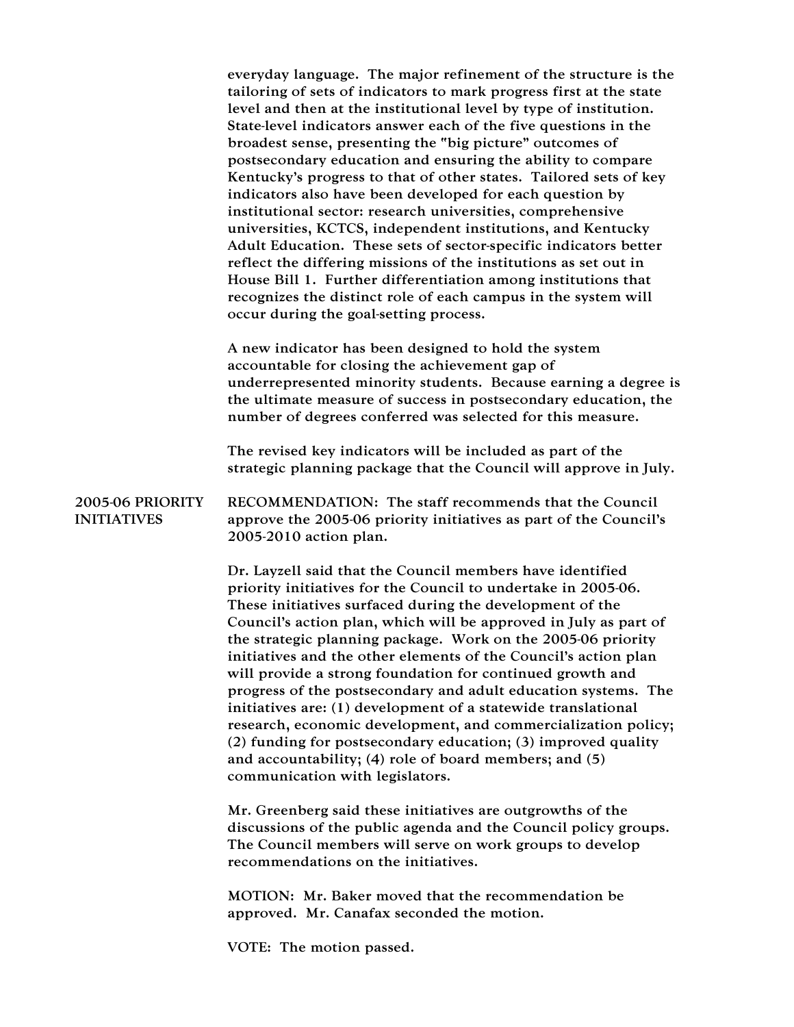everyday language. The major refinement of the structure is the tailoring of sets of indicators to mark progress first at the state level and then at the institutional level by type of institution. State-level indicators answer each of the five questions in the broadest sense, presenting the "big picture" outcomes of postsecondary education and ensuring the ability to compare Kentucky's progress to that of other states. Tailored sets of key indicators also have been developed for each question by institutional sector: research universities, comprehensive universities, KCTCS, independent institutions, and Kentucky Adult Education. These sets of sector-specific indicators better reflect the differing missions of the institutions as set out in House Bill 1. Further differentiation among institutions that recognizes the distinct role of each campus in the system will occur during the goal-setting process.

A new indicator has been designed to hold the system accountable for closing the achievement gap of underrepresented minority students. Because earning a degree is the ultimate measure of success in postsecondary education, the number of degrees conferred was selected for this measure.

The revised key indicators will be included as part of the strategic planning package that the Council will approve in July.

**2005-06 PRIORITY INITIATIVES**

RECOMMENDATION: The staff recommends that the Council approve the 2005-06 priority initiatives as part of the Council's 2005-2010 action plan.

Dr. Layzell said that the Council members have identified priority initiatives for the Council to undertake in 2005-06. These initiatives surfaced during the development of the Council's action plan, which will be approved in July as part of the strategic planning package. Work on the 2005-06 priority initiatives and the other elements of the Council's action plan will provide a strong foundation for continued growth and progress of the postsecondary and adult education systems. The initiatives are: (1) development of a statewide translational research, economic development, and commercialization policy; (2) funding for postsecondary education; (3) improved quality and accountability; (4) role of board members; and (5) communication with legislators.

Mr. Greenberg said these initiatives are outgrowths of the discussions of the public agenda and the Council policy groups. The Council members will serve on work groups to develop recommendations on the initiatives.

MOTION: Mr. Baker moved that the recommendation be approved. Mr. Canafax seconded the motion.

VOTE: The motion passed.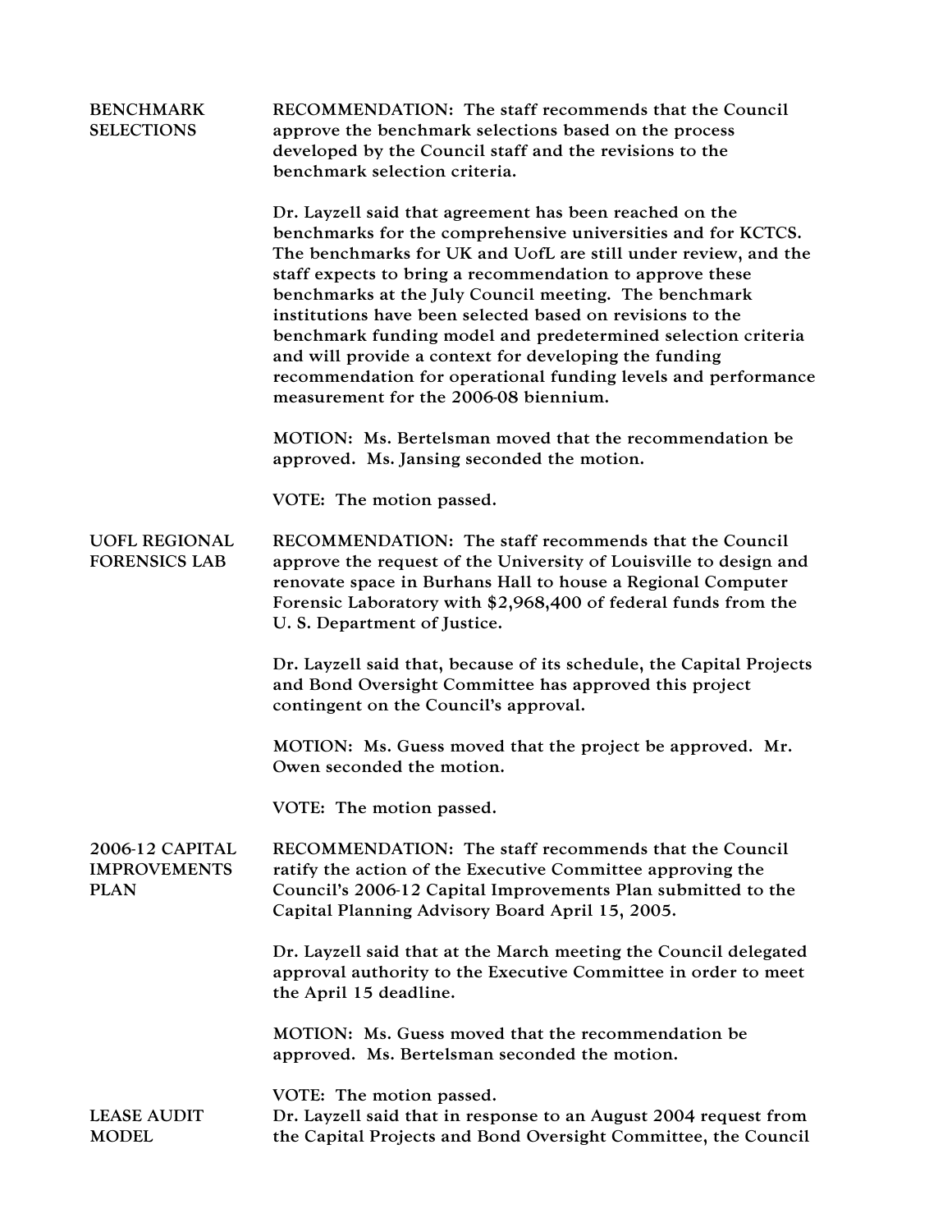**BENCHMARK SELECTIONS**

RECOMMENDATION: The staff recommends that the Council approve the benchmark selections based on the process developed by the Council staff and the revisions to the benchmark selection criteria.

Dr. Layzell said that agreement has been reached on the benchmarks for the comprehensive universities and for KCTCS. The benchmarks for UK and UofL are still under review, and the staff expects to bring a recommendation to approve these benchmarks at the July Council meeting. The benchmark institutions have been selected based on revisions to the benchmark funding model and predetermined selection criteria and will provide a context for developing the funding recommendation for operational funding levels and performance measurement for the 2006-08 biennium.

MOTION: Ms. Bertelsman moved that the recommendation be approved. Ms. Jansing seconded the motion.

VOTE: The motion passed.

**UOFL REGIONAL FORENSICS LAB**

RECOMMENDATION: The staff recommends that the Council approve the request of the University of Louisville to design and renovate space in Burhans Hall to house a Regional Computer Forensic Laboratory with $2,968,400 of federal funds from the U. S. Department of Justice.

Dr. Layzell said that, because of its schedule, the Capital Projects and Bond Oversight Committee has approved this project contingent on the Council's approval.

MOTION: Ms. Guess moved that the project be approved. Mr. Owen seconded the motion.

VOTE: The motion passed.

**2006-12 CAPITAL IMPROVEMENTS PLAN**

RECOMMENDATION: The staff recommends that the Council ratify the action of the Executive Committee approving the Council's 2006-12 Capital Improvements Plan submitted to the Capital Planning Advisory Board April 15, 2005.

Dr. Layzell said that at the March meeting the Council delegated approval authority to the Executive Committee in order to meet the April 15 deadline.

MOTION: Ms. Guess moved that the recommendation be approved. Ms. Bertelsman seconded the motion.

VOTE: The motion passed.

**LEASE AUDIT MODEL**

Dr. Layzell said that in response to an August 2004 request from the Capital Projects and Bond Oversight Committee, the Council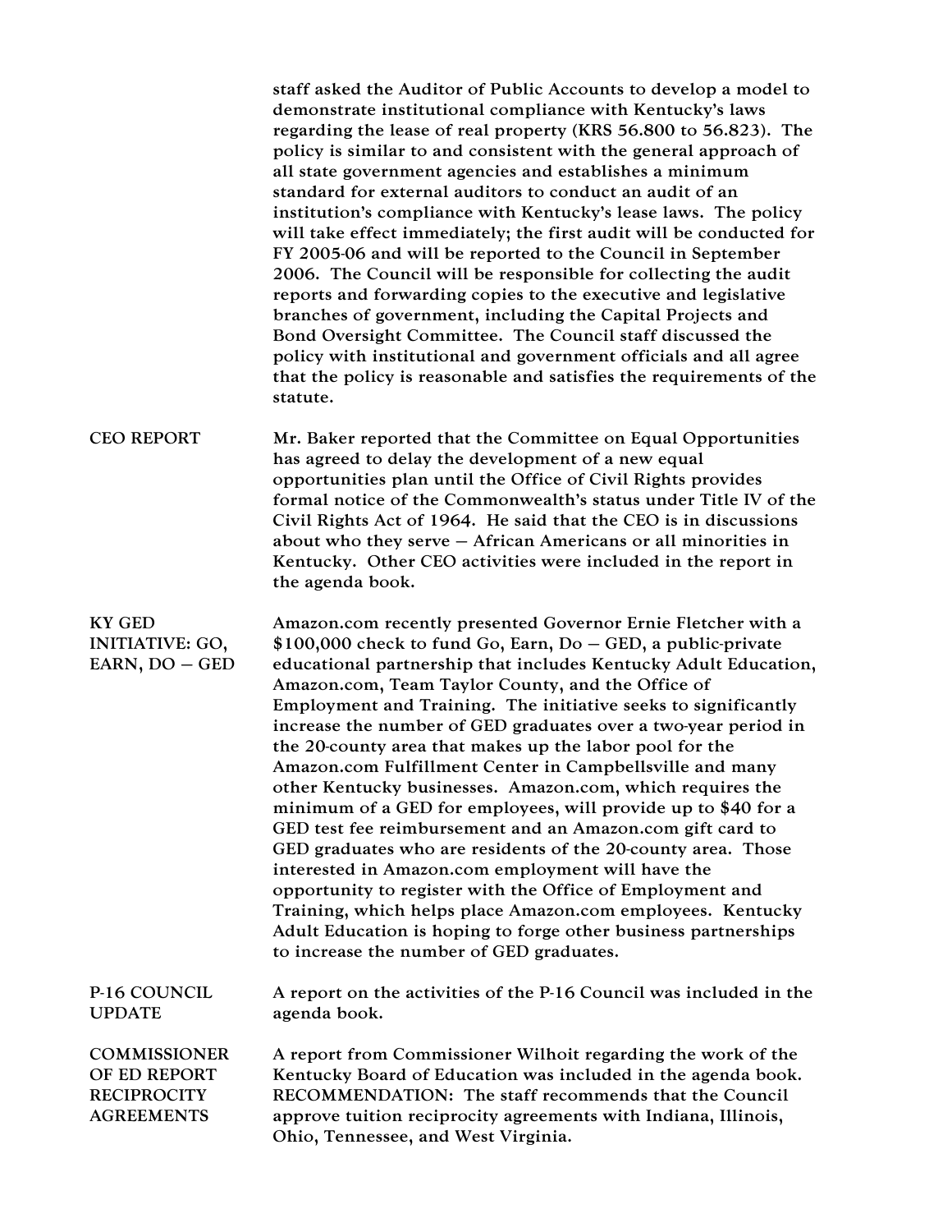staff asked the Auditor of Public Accounts to develop a model to demonstrate institutional compliance with Kentucky's laws regarding the lease of real property (KRS 56.800 to 56.823). The policy is similar to and consistent with the general approach of all state government agencies and establishes a minimum standard for external auditors to conduct an audit of an institution's compliance with Kentucky's lease laws. The policy will take effect immediately; the first audit will be conducted for FY 2005-06 and will be reported to the Council in September 2006. The Council will be responsible for collecting the audit reports and forwarding copies to the executive and legislative branches of government, including the Capital Projects and Bond Oversight Committee. The Council staff discussed the policy with institutional and government officials and all agree that the policy is reasonable and satisfies the requirements of the statute.

**CEO REPORT**

Mr. Baker reported that the Committee on Equal Opportunities has agreed to delay the development of a new equal opportunities plan until the Office of Civil Rights provides formal notice of the Commonwealth's status under Title IV of the Civil Rights Act of 1964. He said that the CEO is in discussions about who they serve – African Americans or all minorities in Kentucky. Other CEO activities were included in the report in the agenda book.

**KY GED INITIATIVE: GO, EARN, DO – GED**

Amazon.com recently presented Governor Ernie Fletcher with a $100,000 check to fund Go, Earn, Do – GED, a public-private educational partnership that includes Kentucky Adult Education, Amazon.com, Team Taylor County, and the Office of Employment and Training. The initiative seeks to significantly increase the number of GED graduates over a two-year period in the 20-county area that makes up the labor pool for the Amazon.com Fulfillment Center in Campbellsville and many other Kentucky businesses. Amazon.com, which requires the minimum of a GED for employees, will provide up to $40 for a GED test fee reimbursement and an Amazon.com gift card to GED graduates who are residents of the 20-county area. Those interested in Amazon.com employment will have the opportunity to register with the Office of Employment and Training, which helps place Amazon.com employees. Kentucky Adult Education is hoping to forge other business partnerships to increase the number of GED graduates.

**P-16 COUNCIL UPDATE**

A report on the activities of the P-16 Council was included in the agenda book.

**COMMISSIONER OF ED REPORT**

A report from Commissioner Wilhoit regarding the work of the Kentucky Board of Education was included in the agenda book.

**RECIPROCITY AGREEMENTS**

RECOMMENDATION: The staff recommends that the Council approve tuition reciprocity agreements with Indiana, Illinois, Ohio, Tennessee, and West Virginia.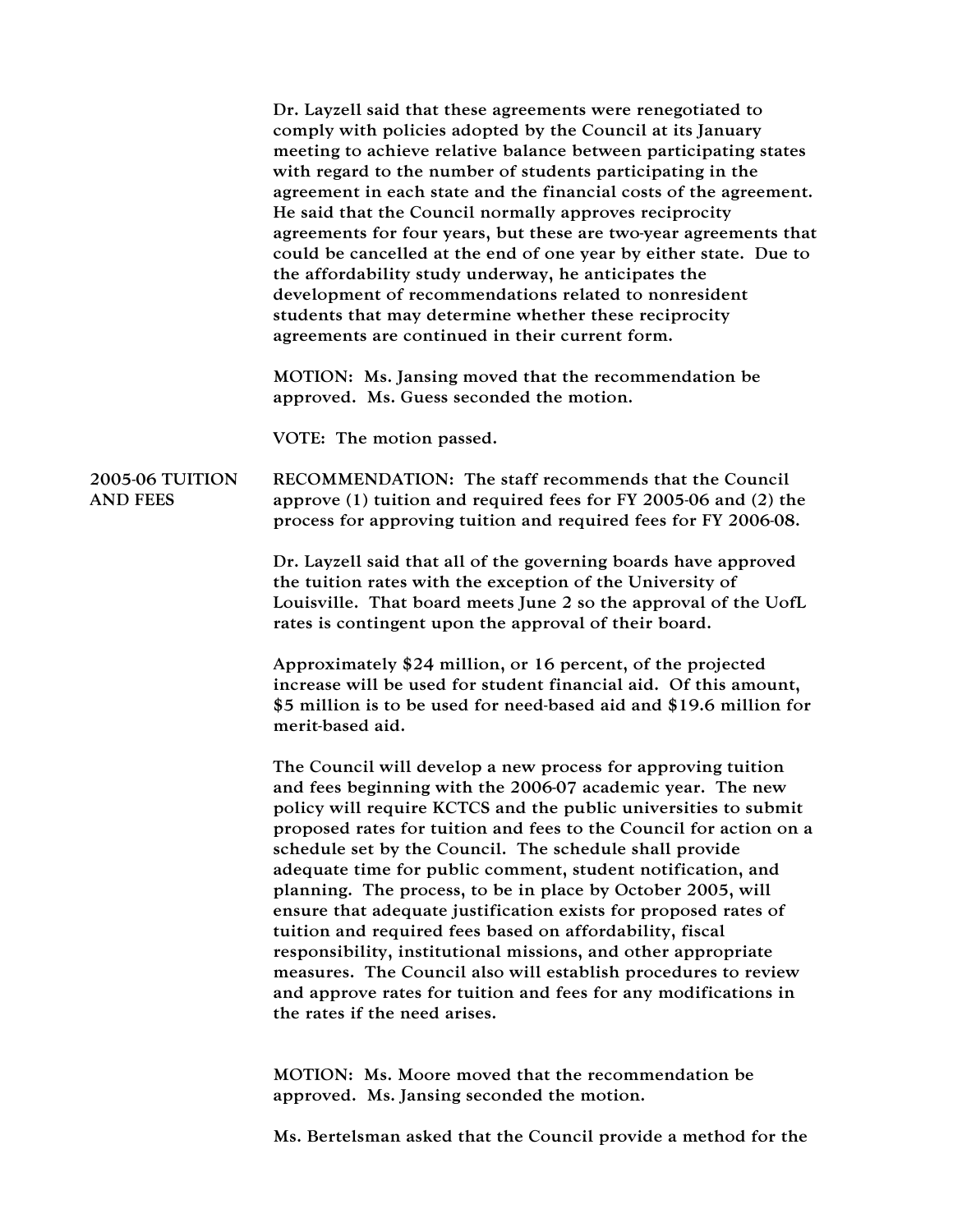Dr. Layzell said that these agreements were renegotiated to comply with policies adopted by the Council at its January meeting to achieve relative balance between participating states with regard to the number of students participating in the agreement in each state and the financial costs of the agreement. He said that the Council normally approves reciprocity agreements for four years, but these are two-year agreements that could be cancelled at the end of one year by either state. Due to the affordability study underway, he anticipates the development of recommendations related to nonresident students that may determine whether these reciprocity agreements are continued in their current form.

MOTION: Ms. Jansing moved that the recommendation be approved. Ms. Guess seconded the motion.

VOTE: The motion passed.

**2005-06 TUITION AND FEES**

RECOMMENDATION: The staff recommends that the Council approve (1) tuition and required fees for FY 2005-06 and (2) the process for approving tuition and required fees for FY 2006-08.

Dr. Layzell said that all of the governing boards have approved the tuition rates with the exception of the University of Louisville. That board meets June 2 so the approval of the UofL rates is contingent upon the approval of their board.

Approximately $24 million, or 16 percent, of the projected increase will be used for student financial aid. Of this amount, $5 million is to be used for need-based aid and $19.6 million for merit-based aid.

The Council will develop a new process for approving tuition and fees beginning with the 2006-07 academic year. The new policy will require KCTCS and the public universities to submit proposed rates for tuition and fees to the Council for action on a schedule set by the Council. The schedule shall provide adequate time for public comment, student notification, and planning. The process, to be in place by October 2005, will ensure that adequate justification exists for proposed rates of tuition and required fees based on affordability, fiscal responsibility, institutional missions, and other appropriate measures. The Council also will establish procedures to review and approve rates for tuition and fees for any modifications in the rates if the need arises.

MOTION: Ms. Moore moved that the recommendation be approved. Ms. Jansing seconded the motion.

Ms. Bertelsman asked that the Council provide a method for the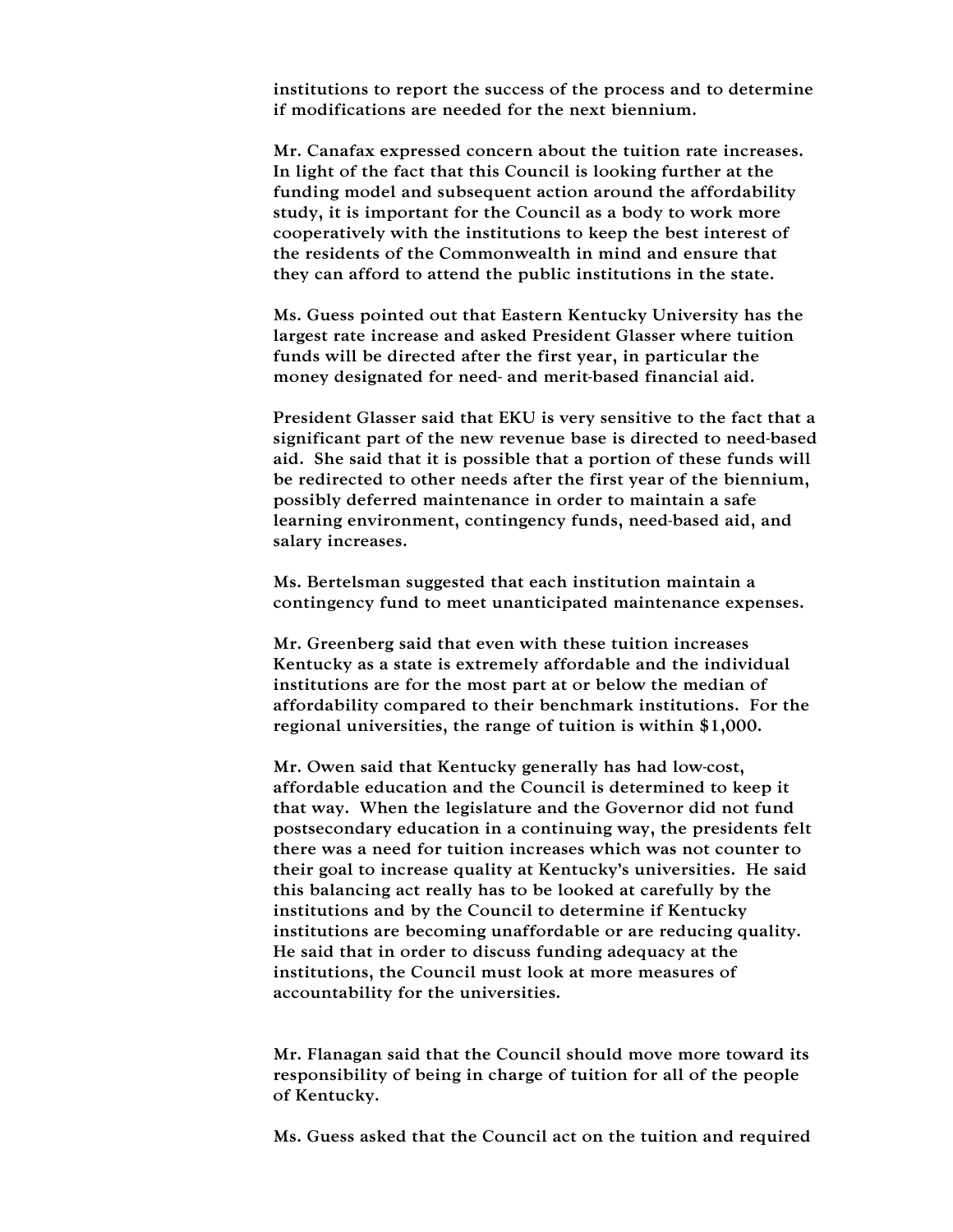institutions to report the success of the process and to determine if modifications are needed for the next biennium.

Mr. Canafax expressed concern about the tuition rate increases. In light of the fact that this Council is looking further at the funding model and subsequent action around the affordability study, it is important for the Council as a body to work more cooperatively with the institutions to keep the best interest of the residents of the Commonwealth in mind and ensure that they can afford to attend the public institutions in the state.

Ms. Guess pointed out that Eastern Kentucky University has the largest rate increase and asked President Glasser where tuition funds will be directed after the first year, in particular the money designated for need- and merit-based financial aid.

President Glasser said that EKU is very sensitive to the fact that a significant part of the new revenue base is directed to need-based aid. She said that it is possible that a portion of these funds will be redirected to other needs after the first year of the biennium, possibly deferred maintenance in order to maintain a safe learning environment, contingency funds, need-based aid, and salary increases.

Ms. Bertelsman suggested that each institution maintain a contingency fund to meet unanticipated maintenance expenses.

Mr. Greenberg said that even with these tuition increases Kentucky as a state is extremely affordable and the individual institutions are for the most part at or below the median of affordability compared to their benchmark institutions. For the regional universities, the range of tuition is within $1,000.

Mr. Owen said that Kentucky generally has had low-cost, affordable education and the Council is determined to keep it that way. When the legislature and the Governor did not fund postsecondary education in a continuing way, the presidents felt there was a need for tuition increases which was not counter to their goal to increase quality at Kentucky's universities. He said this balancing act really has to be looked at carefully by the institutions and by the Council to determine if Kentucky institutions are becoming unaffordable or are reducing quality. He said that in order to discuss funding adequacy at the institutions, the Council must look at more measures of accountability for the universities.

Mr. Flanagan said that the Council should move more toward its responsibility of being in charge of tuition for all of the people of Kentucky.

Ms. Guess asked that the Council act on the tuition and required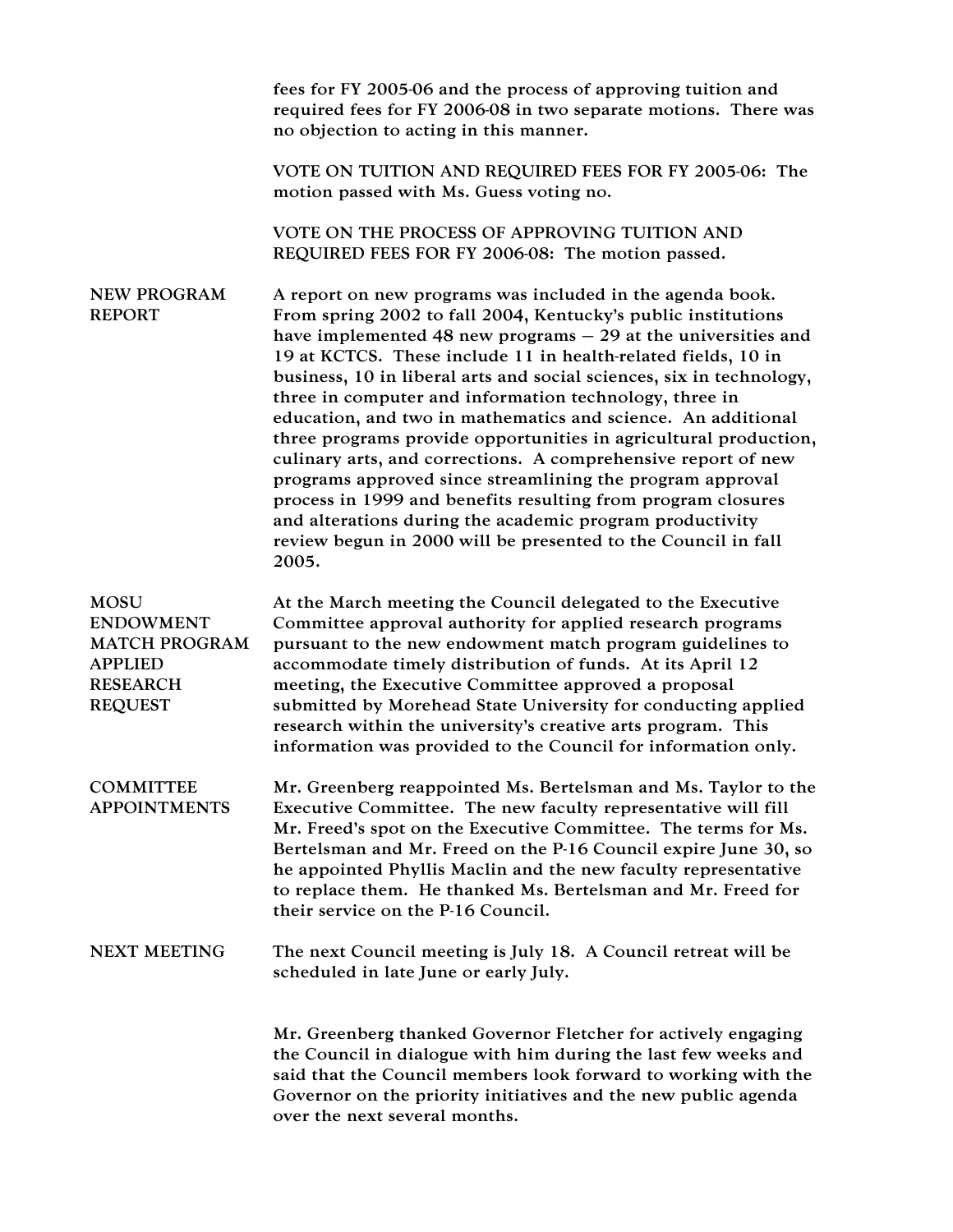fees for FY 2005-06 and the process of approving tuition and required fees for FY 2006-08 in two separate motions. There was no objection to acting in this manner.

VOTE ON TUITION AND REQUIRED FEES FOR FY 2005-06: The motion passed with Ms. Guess voting no.

VOTE ON THE PROCESS OF APPROVING TUITION AND REQUIRED FEES FOR FY 2006-08: The motion passed.

**NEW PROGRAM REPORT**

A report on new programs was included in the agenda book. From spring 2002 to fall 2004, Kentucky's public institutions have implemented 48 new programs – 29 at the universities and 19 at KCTCS. These include 11 in health-related fields, 10 in business, 10 in liberal arts and social sciences, six in technology, three in computer and information technology, three in education, and two in mathematics and science. An additional three programs provide opportunities in agricultural production, culinary arts, and corrections. A comprehensive report of new programs approved since streamlining the program approval process in 1999 and benefits resulting from program closures and alterations during the academic program productivity review begun in 2000 will be presented to the Council in fall 2005.

**MOSU ENDOWMENT MATCH PROGRAM APPLIED RESEARCH REQUEST**

At the March meeting the Council delegated to the Executive Committee approval authority for applied research programs pursuant to the new endowment match program guidelines to accommodate timely distribution of funds. At its April 12 meeting, the Executive Committee approved a proposal submitted by Morehead State University for conducting applied research within the university's creative arts program. This information was provided to the Council for information only.

**COMMITTEE APPOINTMENTS**

Mr. Greenberg reappointed Ms. Bertelsman and Ms. Taylor to the Executive Committee. The new faculty representative will fill Mr. Freed's spot on the Executive Committee. The terms for Ms. Bertelsman and Mr. Freed on the P-16 Council expire June 30, so he appointed Phyllis Maclin and the new faculty representative to replace them. He thanked Ms. Bertelsman and Mr. Freed for their service on the P-16 Council.

**NEXT MEETING**

The next Council meeting is July 18. A Council retreat will be scheduled in late June or early July.

Mr. Greenberg thanked Governor Fletcher for actively engaging the Council in dialogue with him during the last few weeks and said that the Council members look forward to working with the Governor on the priority initiatives and the new public agenda over the next several months.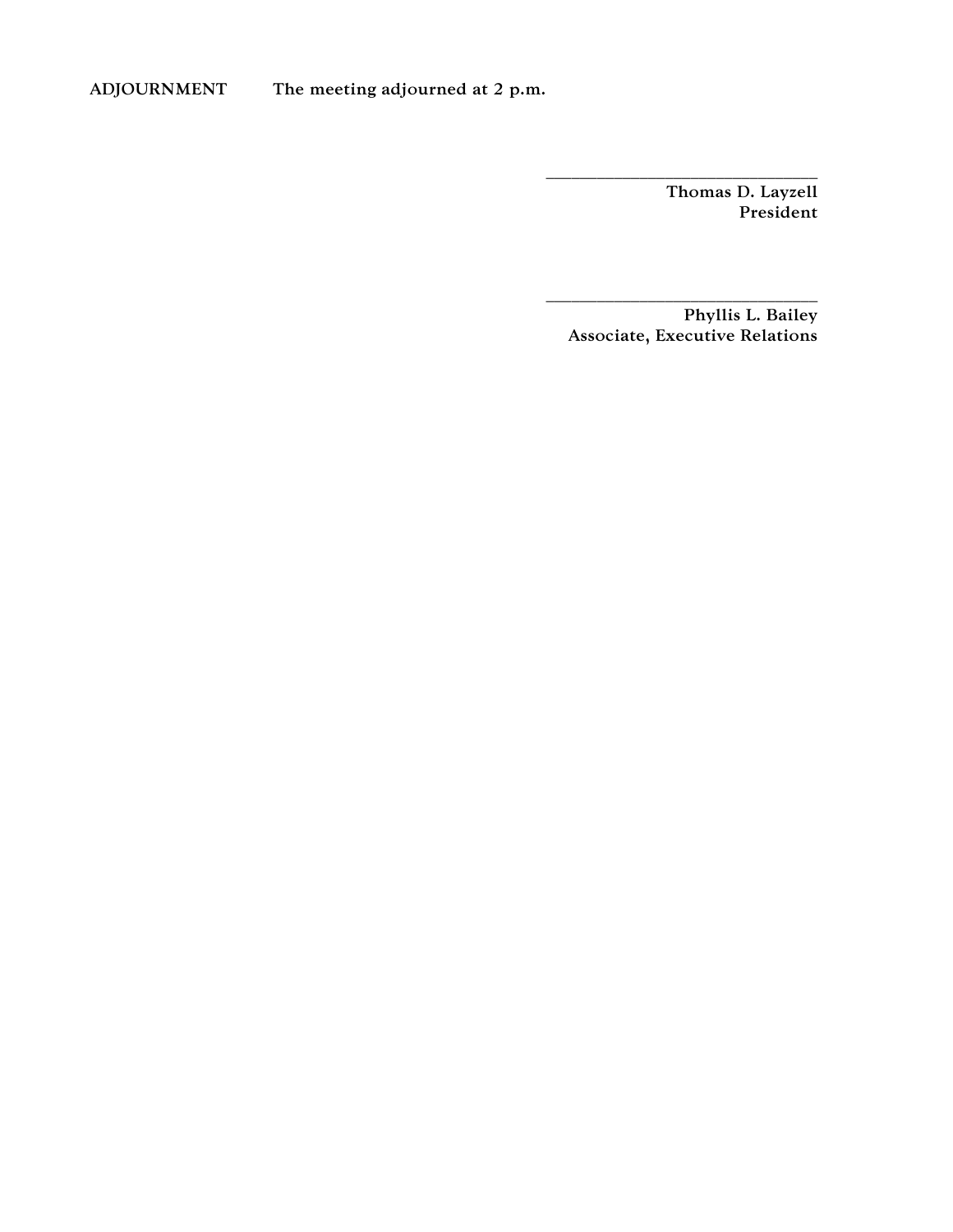**ADJOURNMENT** **The meeting adjourned at 2 p.m.**

\_\_\_\_\_\_\_\_\_\_\_\_\_\_\_\_\_\_\_\_\_\_\_\_\_\_\_\_\_\_\_

**Thomas D. Layzell**
**President**

\_\_\_\_\_\_\_\_\_\_\_\_\_\_\_\_\_\_\_\_\_\_\_\_\_\_\_\_\_\_\_

**Phyllis L. Bailey**
**Associate, Executive Relations**